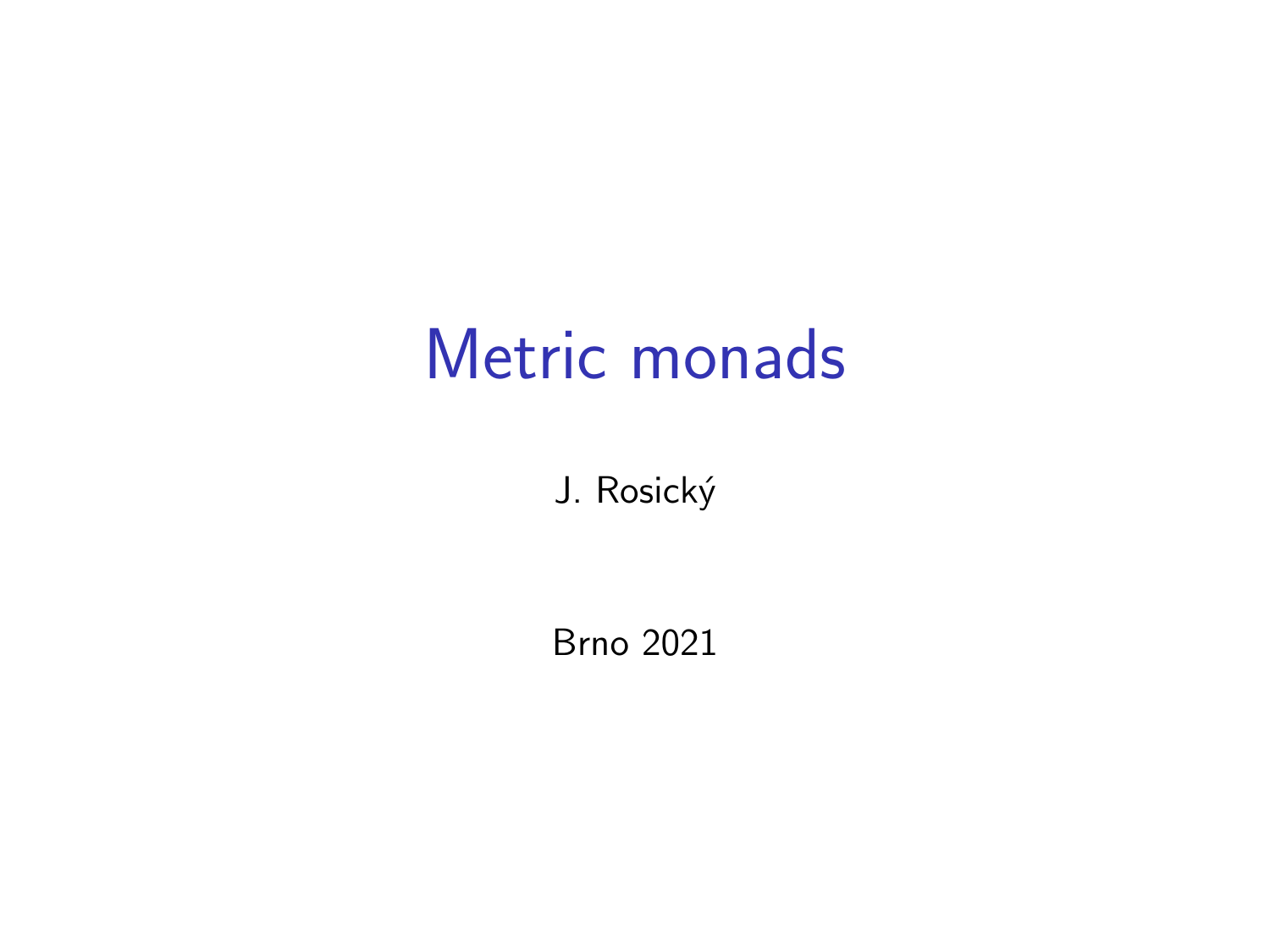# Metric monads

J. Rosický

Brno 2021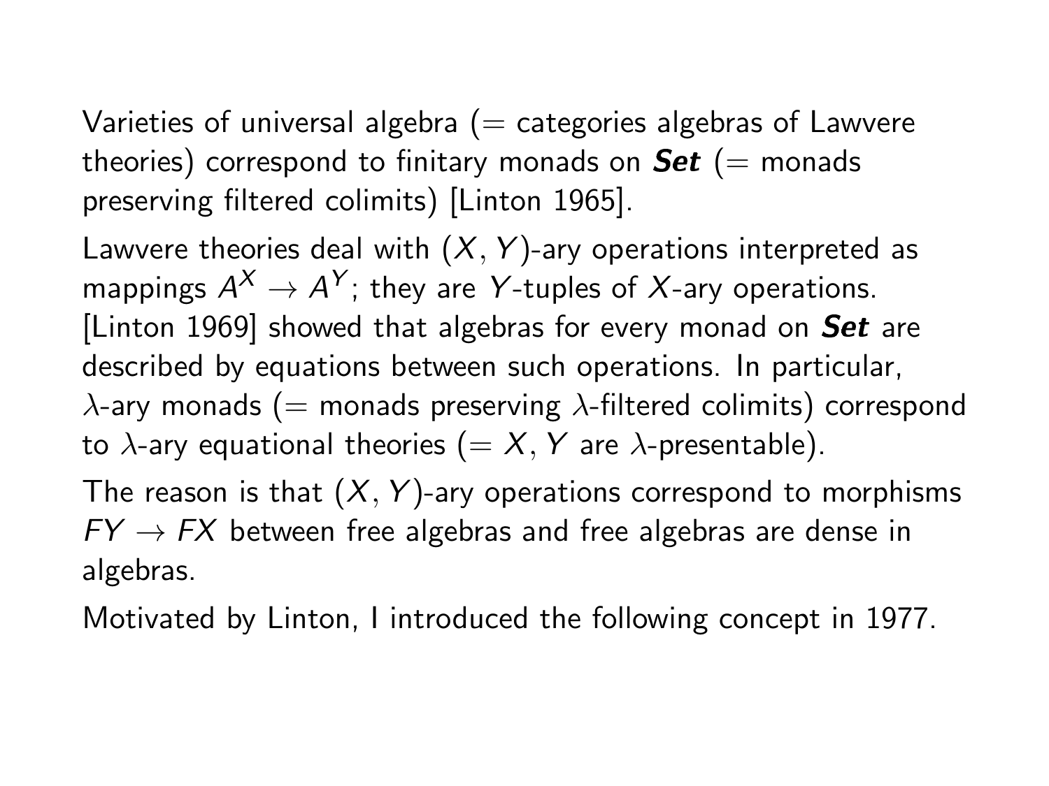Varieties of universal algebra (= categories algebras of Lawvere theories) correspond to finitary monads on ***Set*** (= monads preserving filtered colimits) [Linton 1965].

Lawvere theories deal with $(X, Y)$-ary operations interpreted as mappings $A^X \to A^Y$; they are $Y$-tuples of $X$-ary operations. [Linton 1969] showed that algebras for every monad on ***Set*** are described by equations between such operations. In particular, $\lambda$-ary monads (= monads preserving $\lambda$-filtered colimits) correspond to $\lambda$-ary equational theories (= $X, Y$ are $\lambda$-presentable).

The reason is that $(X, Y)$-ary operations correspond to morphisms $FY \to FX$ between free algebras and free algebras are dense in algebras.

Motivated by Linton, I introduced the following concept in 1977.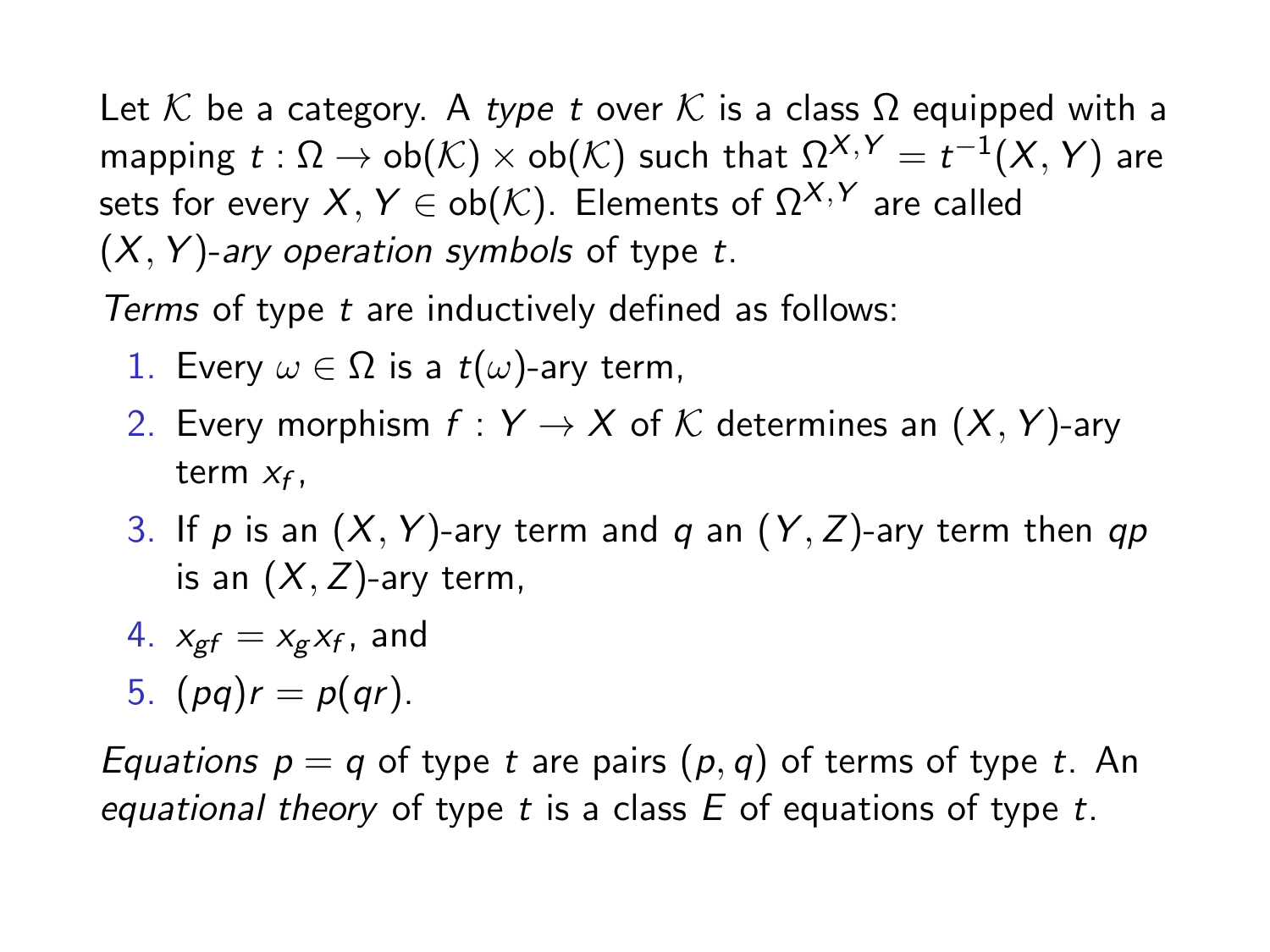Let $\mathcal{K}$ be a category. A *type* $t$ over $\mathcal{K}$ is a class $\Omega$ equipped with a mapping $t : \Omega \to \mathrm{ob}(\mathcal{K}) \times \mathrm{ob}(\mathcal{K})$ such that $\Omega^{X,Y} = t^{-1}(X, Y)$ are sets for every $X, Y \in \mathrm{ob}(\mathcal{K})$. Elements of $\Omega^{X,Y}$ are called $(X, Y)$-*ary operation symbols* of type $t$.

*Terms* of type $t$ are inductively defined as follows:

1. Every $\omega \in \Omega$ is a $t(\omega)$-ary term,
2. Every morphism $f : Y \to X$ of $\mathcal{K}$ determines an $(X, Y)$-ary term $x_f$,
3. If $p$ is an $(X, Y)$-ary term and $q$ an $(Y, Z)$-ary term then $qp$ is an $(X, Z)$-ary term,
4. $x_{gf} = x_g x_f$, and
5. $(pq)r = p(qr)$.

*Equations* $p = q$ of type $t$ are pairs $(p, q)$ of terms of type $t$. An *equational theory* of type $t$ is a class $E$ of equations of type $t$.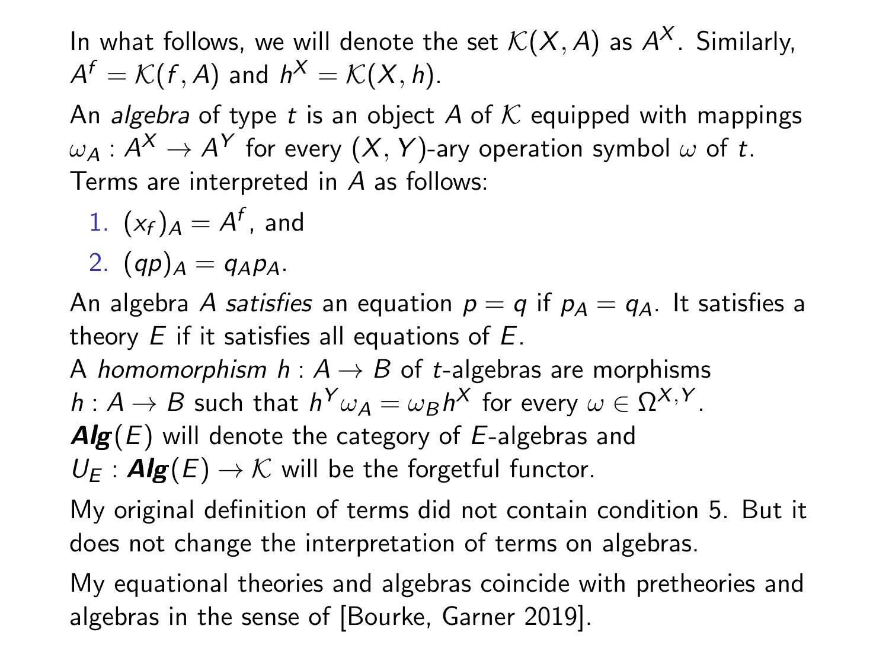In what follows, we will denote the set $\mathcal{K}(X, A)$ as $A^X$. Similarly, $A^f = \mathcal{K}(f, A)$ and $h^X = \mathcal{K}(X, h)$.

An *algebra* of type $t$ is an object $A$ of $\mathcal{K}$ equipped with mappings $\omega_A : A^X \to A^Y$ for every $(X, Y)$-ary operation symbol $\omega$ of $t$. Terms are interpreted in $A$ as follows:

1. $(x_f)_A = A^f$, and
2. $(qp)_A = q_A p_A$.

An algebra $A$ *satisfies* an equation $p = q$ if $p_A = q_A$. It satisfies a theory $E$ if it satisfies all equations of $E$.

A *homomorphism* $h : A \to B$ of $t$-algebras are morphisms $h : A \to B$ such that $h^Y \omega_A = \omega_B h^X$ for every $\omega \in \Omega^{X,Y}$.

$\boldsymbol{Alg}(E)$ will denote the category of $E$-algebras and $U_E : \boldsymbol{Alg}(E) \to \mathcal{K}$ will be the forgetful functor.

My original definition of terms did not contain condition 5. But it does not change the interpretation of terms on algebras.

My equational theories and algebras coincide with pretheories and algebras in the sense of [Bourke, Garner 2019].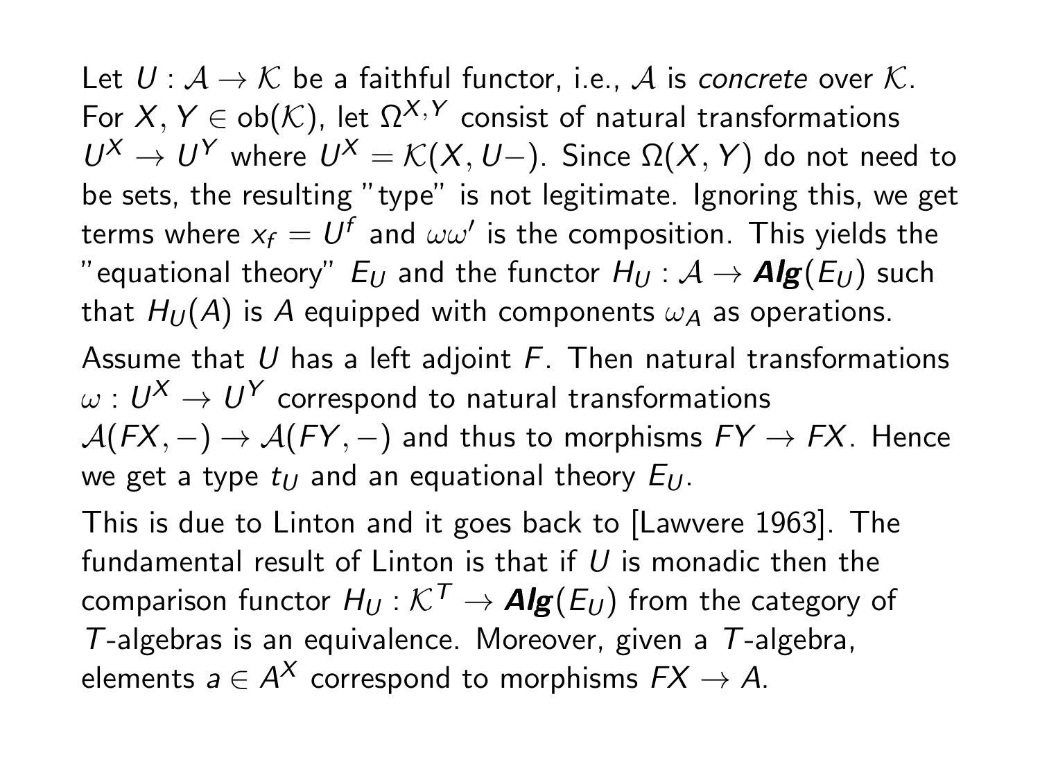Let $U : \mathcal{A} \to \mathcal{K}$ be a faithful functor, i.e., $\mathcal{A}$ is *concrete* over $\mathcal{K}$. For $X, Y \in \mathrm{ob}(\mathcal{K})$, let $\Omega^{X,Y}$ consist of natural transformations $U^X \to U^Y$ where $U^X = \mathcal{K}(X, U-)$. Since $\Omega(X, Y)$ do not need to be sets, the resulting "type" is not legitimate. Ignoring this, we get terms where $x_f = U^f$ and $\omega\omega'$ is the composition. This yields the "equational theory" $E_U$ and the functor $H_U : \mathcal{A} \to \textbf{\textit{Alg}}(E_U)$ such that $H_U(A)$ is $A$ equipped with components $\omega_A$ as operations.

Assume that $U$ has a left adjoint $F$. Then natural transformations $\omega : U^X \to U^Y$ correspond to natural transformations $\mathcal{A}(FX, -) \to \mathcal{A}(FY, -)$ and thus to morphisms $FY \to FX$. Hence we get a type $t_U$ and an equational theory $E_U$.

This is due to Linton and it goes back to [Lawvere 1963]. The fundamental result of Linton is that if $U$ is monadic then the comparison functor $H_U : \mathcal{K}^T \to \textbf{\textit{Alg}}(E_U)$ from the category of $T$-algebras is an equivalence. Moreover, given a $T$-algebra, elements $a \in A^X$ correspond to morphisms $FX \to A$.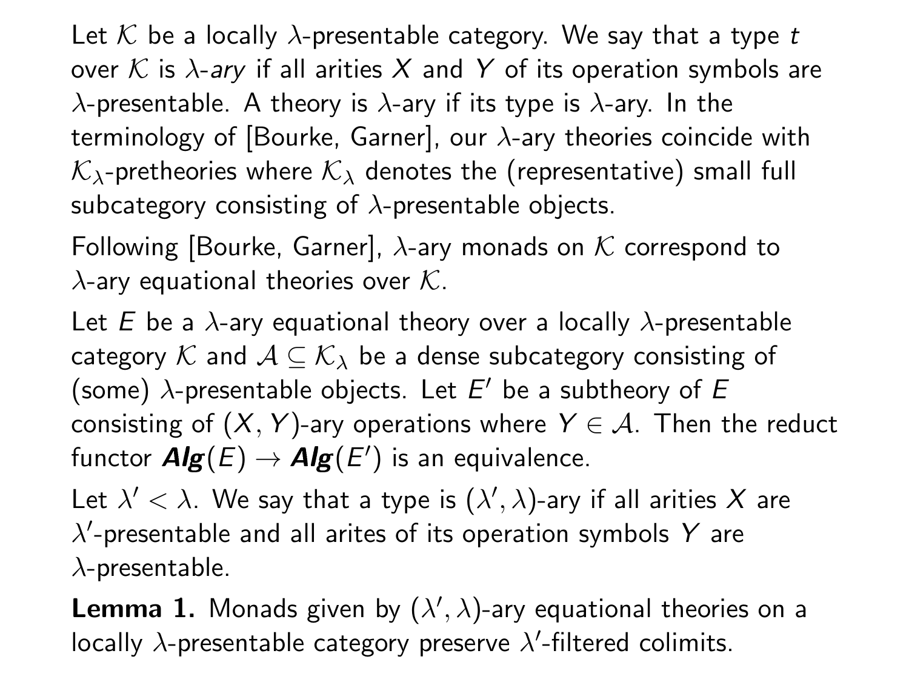Let $\mathcal{K}$ be a locally $\lambda$-presentable category. We say that a type $t$ over $\mathcal{K}$ is $\lambda$-*ary* if all arities $X$ and $Y$ of its operation symbols are $\lambda$-presentable. A theory is $\lambda$-ary if its type is $\lambda$-ary. In the terminology of [Bourke, Garner], our $\lambda$-ary theories coincide with $\mathcal{K}_\lambda$-pretheories where $\mathcal{K}_\lambda$ denotes the (representative) small full subcategory consisting of $\lambda$-presentable objects.

Following [Bourke, Garner], $\lambda$-ary monads on $\mathcal{K}$ correspond to $\lambda$-ary equational theories over $\mathcal{K}$.

Let $E$ be a $\lambda$-ary equational theory over a locally $\lambda$-presentable category $\mathcal{K}$ and $\mathcal{A} \subseteq \mathcal{K}_\lambda$ be a dense subcategory consisting of (some) $\lambda$-presentable objects. Let $E'$ be a subtheory of $E$ consisting of $(X, Y)$-ary operations where $Y \in \mathcal{A}$. Then the reduct functor $\mathbf{Alg}(E) \to \mathbf{Alg}(E')$ is an equivalence.

Let $\lambda' < \lambda$. We say that a type is $(\lambda', \lambda)$-ary if all arities $X$ are $\lambda'$-presentable and all arites of its operation symbols $Y$ are $\lambda$-presentable.

**Lemma 1.** Monads given by $(\lambda', \lambda)$-ary equational theories on a locally $\lambda$-presentable category preserve $\lambda'$-filtered colimits.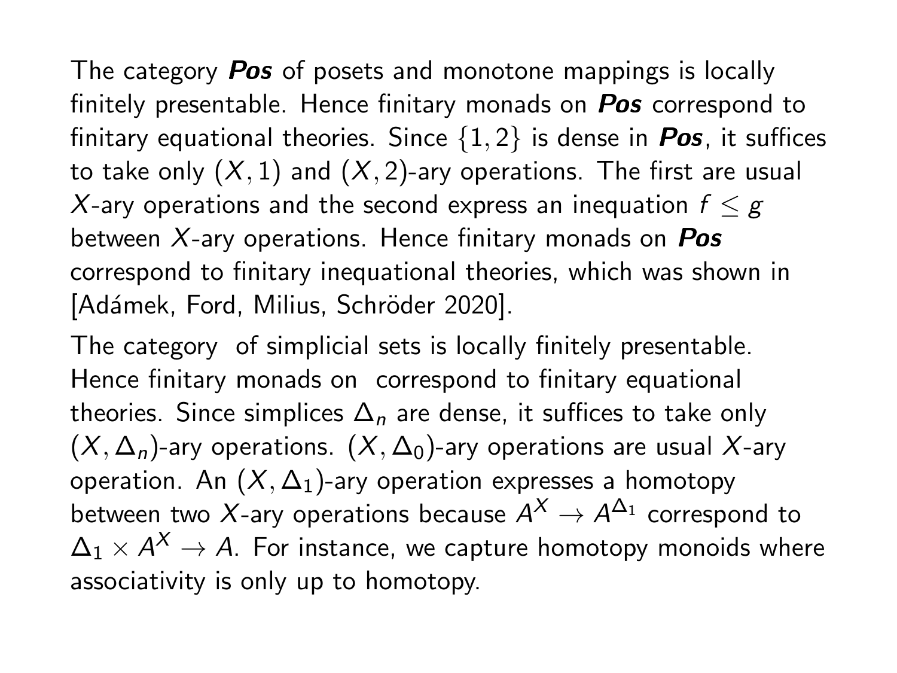The category ***Pos*** of posets and monotone mappings is locally finitely presentable. Hence finitary monads on ***Pos*** correspond to finitary equational theories. Since $\{1, 2\}$ is dense in ***Pos***, it suffices to take only $(X, 1)$ and $(X, 2)$-ary operations. The first are usual $X$-ary operations and the second express an inequation $f \leq g$ between $X$-ary operations. Hence finitary monads on ***Pos*** correspond to finitary inequational theories, which was shown in [Adámek, Ford, Milius, Schröder 2020].

The category  of simplicial sets is locally finitely presentable. Hence finitary monads on  correspond to finitary equational theories. Since simplices $\Delta_n$ are dense, it suffices to take only $(X, \Delta_n)$-ary operations. $(X, \Delta_0)$-ary operations are usual $X$-ary operation. An $(X, \Delta_1)$-ary operation expresses a homotopy between two $X$-ary operations because $A^X \to A^{\Delta_1}$ correspond to $\Delta_1 \times A^X \to A$. For instance, we capture homotopy monoids where associativity is only up to homotopy.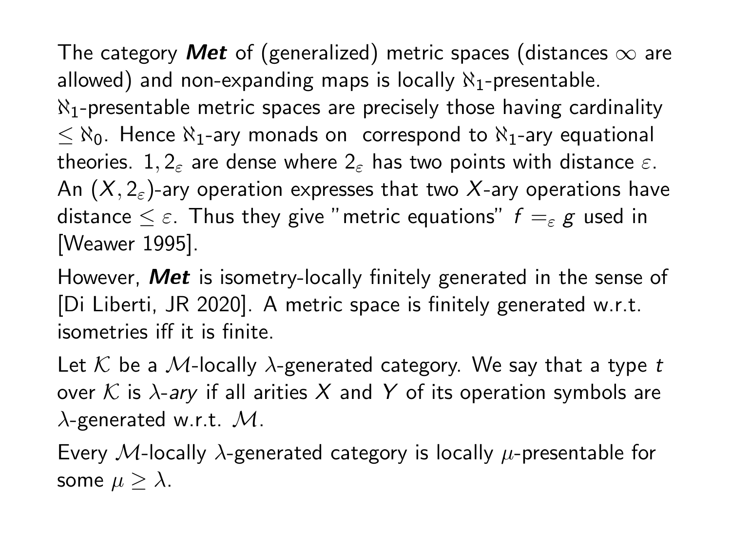The category ***Met*** of (generalized) metric spaces (distances $\infty$ are allowed) and non-expanding maps is locally $\aleph_1$-presentable. $\aleph_1$-presentable metric spaces are precisely those having cardinality $\leq \aleph_0$. Hence $\aleph_1$-ary monads on  correspond to $\aleph_1$-ary equational theories. $1, 2_\varepsilon$ are dense where $2_\varepsilon$ has two points with distance $\varepsilon$. An $(X, 2_\varepsilon)$-ary operation expresses that two $X$-ary operations have distance $\leq \varepsilon$. Thus they give "metric equations" $f =_\varepsilon g$ used in [Weawer 1995].

However, ***Met*** is isometry-locally finitely generated in the sense of [Di Liberti, JR 2020]. A metric space is finitely generated w.r.t. isometries iff it is finite.

Let $\mathcal{K}$ be a $\mathcal{M}$-locally $\lambda$-generated category. We say that a type $t$ over $\mathcal{K}$ is *$\lambda$-ary* if all arities $X$ and $Y$ of its operation symbols are $\lambda$-generated w.r.t. $\mathcal{M}$.

Every $\mathcal{M}$-locally $\lambda$-generated category is locally $\mu$-presentable for some $\mu \geq \lambda$.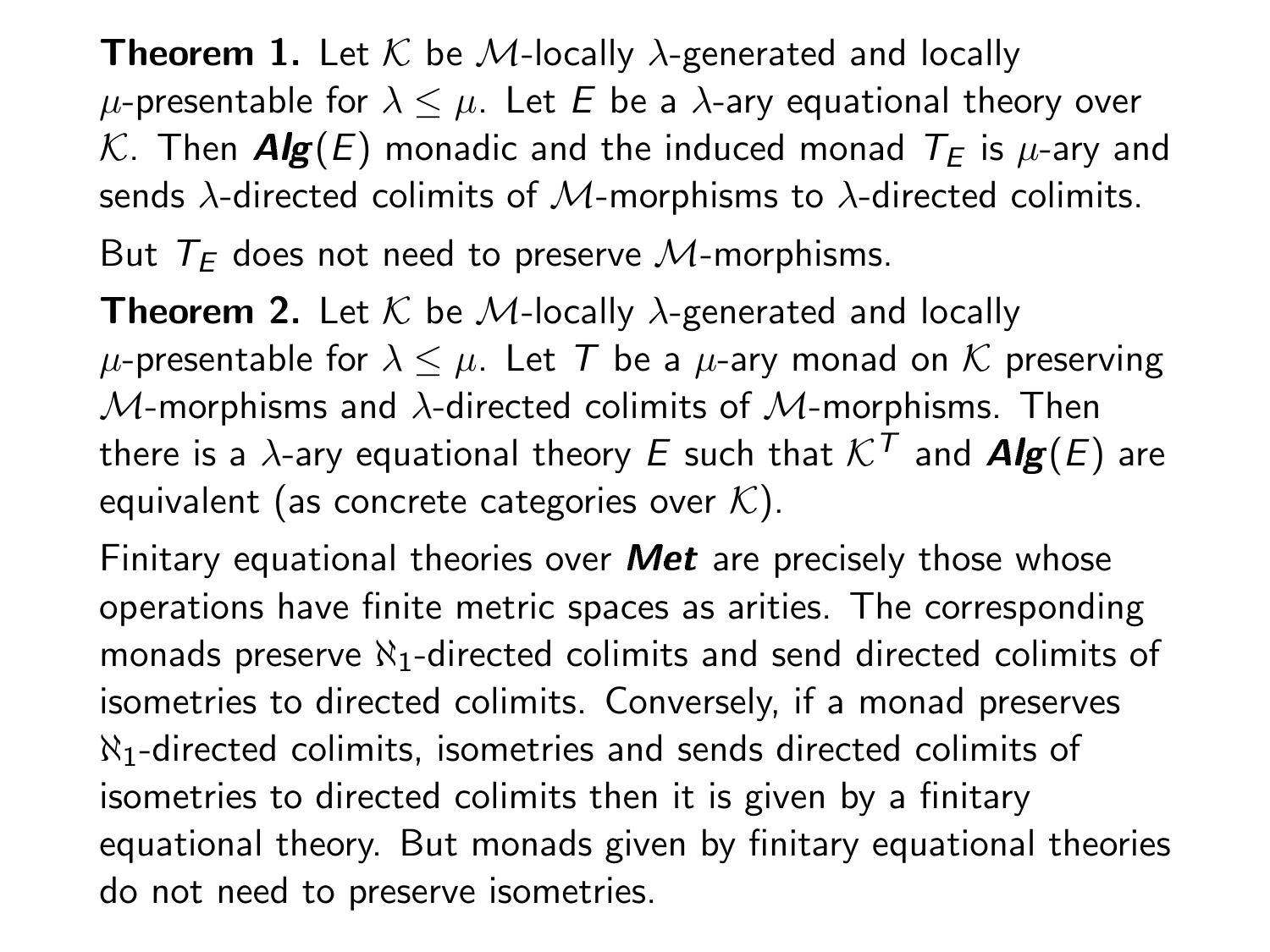**Theorem 1.** Let $\mathcal{K}$ be $\mathcal{M}$-locally $\lambda$-generated and locally $\mu$-presentable for $\lambda \leq \mu$. Let $E$ be a $\lambda$-ary equational theory over $\mathcal{K}$. Then $\boldsymbol{Alg}(E)$ monadic and the induced monad $T_E$ is $\mu$-ary and sends $\lambda$-directed colimits of $\mathcal{M}$-morphisms to $\lambda$-directed colimits.

But $T_E$ does not need to preserve $\mathcal{M}$-morphisms.

**Theorem 2.** Let $\mathcal{K}$ be $\mathcal{M}$-locally $\lambda$-generated and locally $\mu$-presentable for $\lambda \leq \mu$. Let $T$ be a $\mu$-ary monad on $\mathcal{K}$ preserving $\mathcal{M}$-morphisms and $\lambda$-directed colimits of $\mathcal{M}$-morphisms. Then there is a $\lambda$-ary equational theory $E$ such that $\mathcal{K}^T$ and $\boldsymbol{Alg}(E)$ are equivalent (as concrete categories over $\mathcal{K}$).

Finitary equational theories over $\boldsymbol{Met}$ are precisely those whose operations have finite metric spaces as arities. The corresponding monads preserve $\aleph_1$-directed colimits and send directed colimits of isometries to directed colimits. Conversely, if a monad preserves $\aleph_1$-directed colimits, isometries and sends directed colimits of isometries to directed colimits then it is given by a finitary equational theory. But monads given by finitary equational theories do not need to preserve isometries.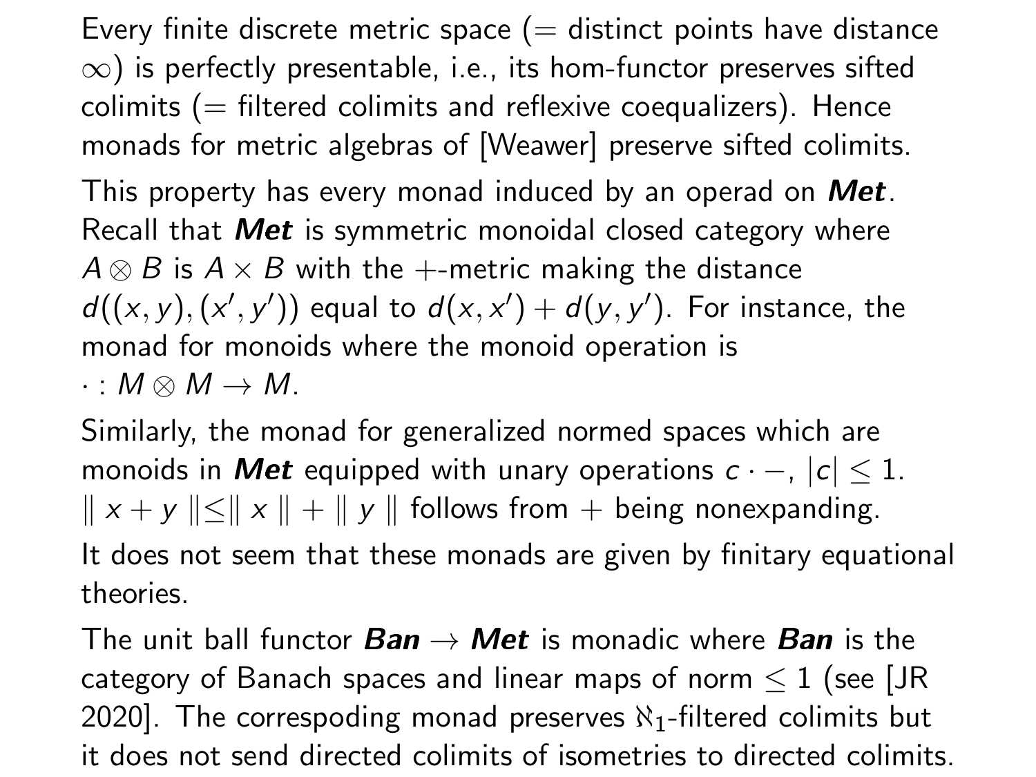Every finite discrete metric space (= distinct points have distance $\infty$) is perfectly presentable, i.e., its hom-functor preserves sifted colimits (= filtered colimits and reflexive coequalizers). Hence monads for metric algebras of [Weawer] preserve sifted colimits.

This property has every monad induced by an operad on ***Met***. Recall that ***Met*** is symmetric monoidal closed category where $A \otimes B$ is $A \times B$ with the $+$-metric making the distance $d((x, y), (x', y'))$ equal to $d(x, x') + d(y, y')$. For instance, the monad for monoids where the monoid operation is $\cdot : M \otimes M \to M$.

Similarly, the monad for generalized normed spaces which are monoids in ***Met*** equipped with unary operations $c \cdot -$, $|c| \leq 1$. $\| x + y \| \leq \| x \| + \| y \|$ follows from $+$ being nonexpanding.

It does not seem that these monads are given by finitary equational theories.

The unit ball functor ***Ban*** $\to$ ***Met*** is monadic where ***Ban*** is the category of Banach spaces and linear maps of norm $\leq 1$ (see [JR 2020]. The correspoding monad preserves $\aleph_1$-filtered colimits but it does not send directed colimits of isometries to directed colimits.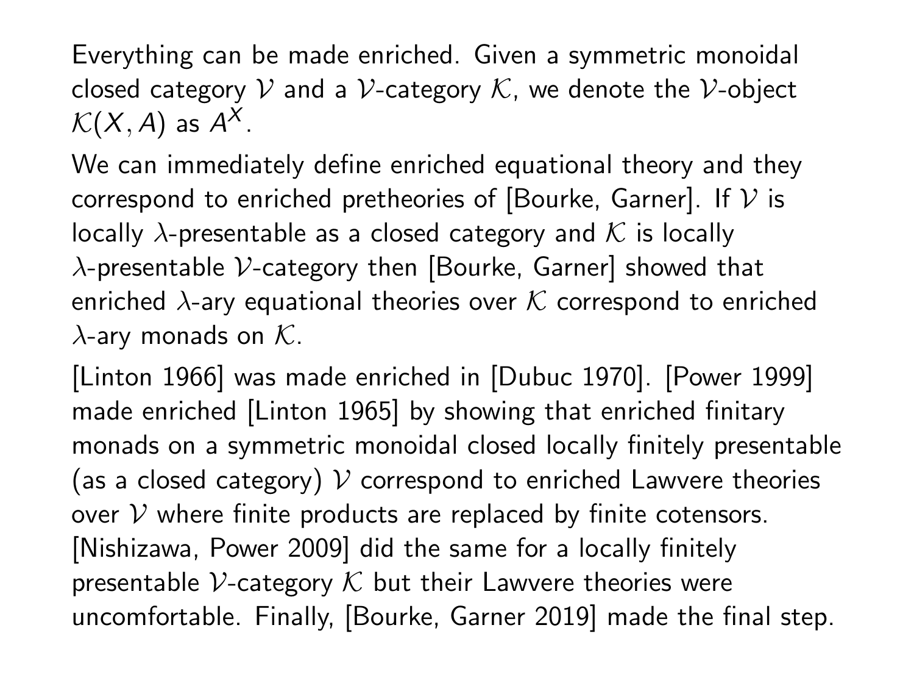Everything can be made enriched. Given a symmetric monoidal closed category $\mathcal{V}$ and a $\mathcal{V}$-category $\mathcal{K}$, we denote the $\mathcal{V}$-object $\mathcal{K}(X, A)$ as $A^X$.

We can immediately define enriched equational theory and they correspond to enriched pretheories of [Bourke, Garner]. If $\mathcal{V}$ is locally $\lambda$-presentable as a closed category and $\mathcal{K}$ is locally $\lambda$-presentable $\mathcal{V}$-category then [Bourke, Garner] showed that enriched $\lambda$-ary equational theories over $\mathcal{K}$ correspond to enriched $\lambda$-ary monads on $\mathcal{K}$.

[Linton 1966] was made enriched in [Dubuc 1970]. [Power 1999] made enriched [Linton 1965] by showing that enriched finitary monads on a symmetric monoidal closed locally finitely presentable (as a closed category) $\mathcal{V}$ correspond to enriched Lawvere theories over $\mathcal{V}$ where finite products are replaced by finite cotensors. [Nishizawa, Power 2009] did the same for a locally finitely presentable $\mathcal{V}$-category $\mathcal{K}$ but their Lawvere theories were uncomfortable. Finally, [Bourke, Garner 2019] made the final step.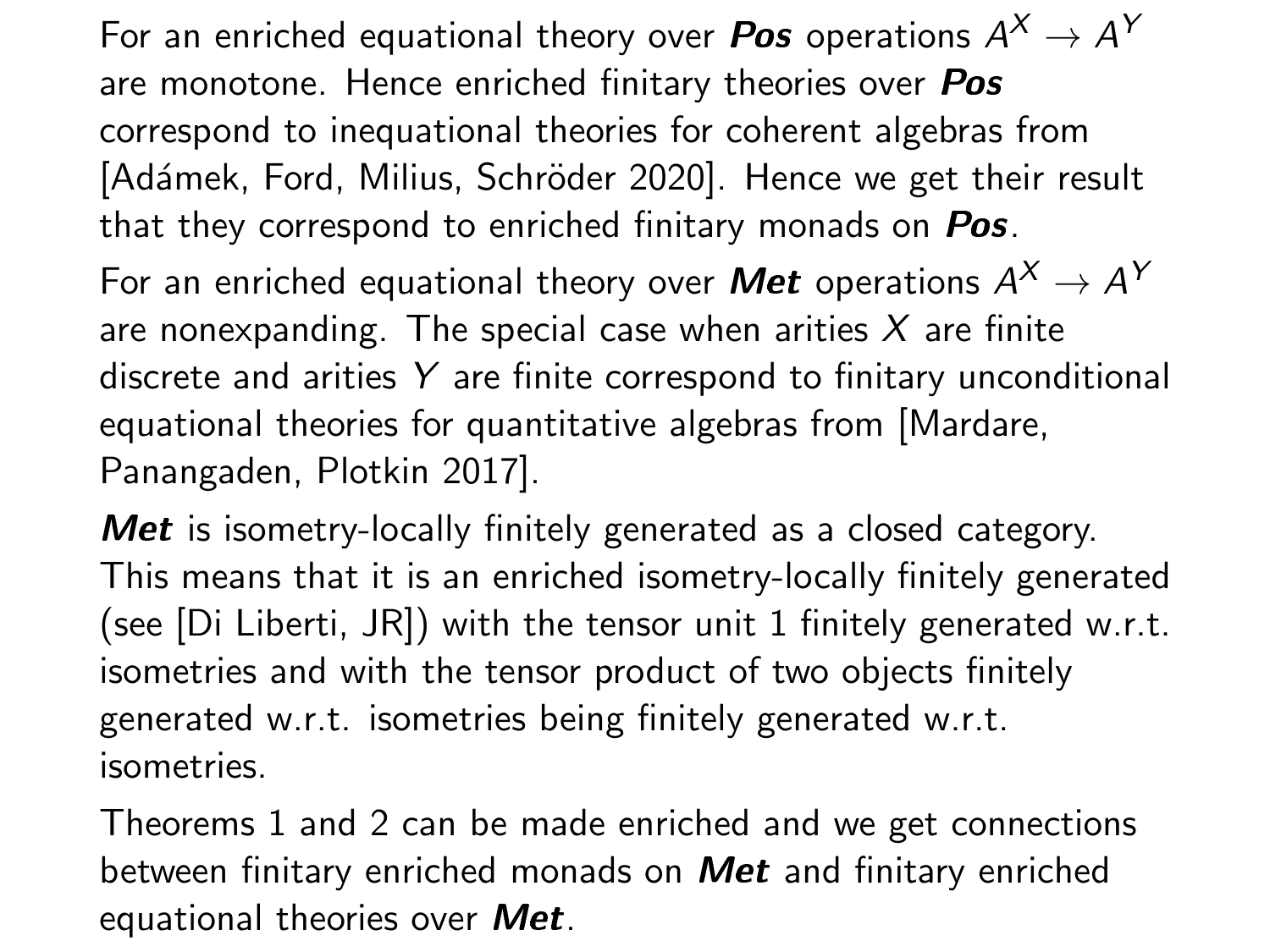For an enriched equational theory over ***Pos*** operations $A^X \to A^Y$ are monotone. Hence enriched finitary theories over ***Pos*** correspond to inequational theories for coherent algebras from [Adámek, Ford, Milius, Schröder 2020]. Hence we get their result that they correspond to enriched finitary monads on ***Pos***.

For an enriched equational theory over ***Met*** operations $A^X \to A^Y$ are nonexpanding. The special case when arities $X$ are finite discrete and arities $Y$ are finite correspond to finitary unconditional equational theories for quantitative algebras from [Mardare, Panangaden, Plotkin 2017].

***Met*** is isometry-locally finitely generated as a closed category. This means that it is an enriched isometry-locally finitely generated (see [Di Liberti, JR]) with the tensor unit 1 finitely generated w.r.t. isometries and with the tensor product of two objects finitely generated w.r.t. isometries being finitely generated w.r.t. isometries.

Theorems 1 and 2 can be made enriched and we get connections between finitary enriched monads on ***Met*** and finitary enriched equational theories over ***Met***.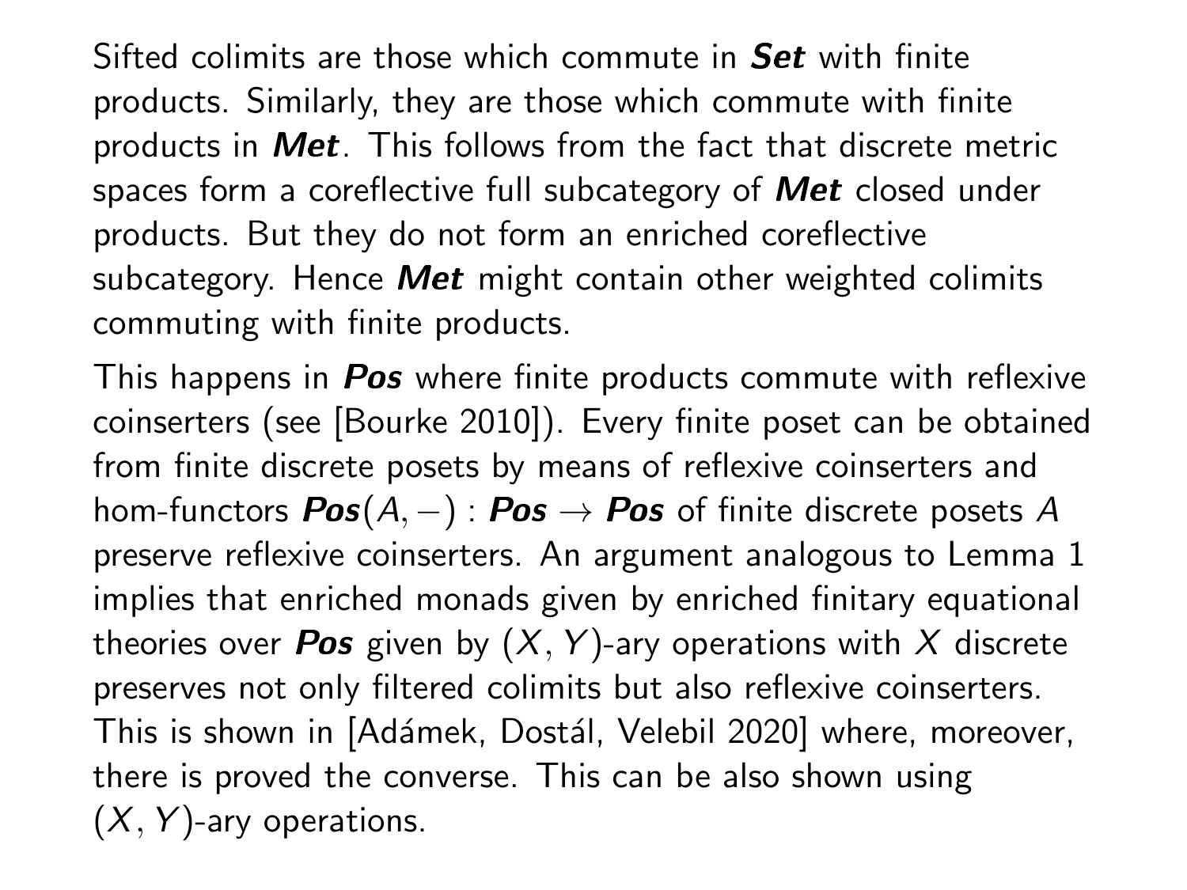Sifted colimits are those which commute in ***Set*** with finite products. Similarly, they are those which commute with finite products in ***Met***. This follows from the fact that discrete metric spaces form a coreflective full subcategory of ***Met*** closed under products. But they do not form an enriched coreflective subcategory. Hence ***Met*** might contain other weighted colimits commuting with finite products.

This happens in ***Pos*** where finite products commute with reflexive coinserters (see [Bourke 2010]). Every finite poset can be obtained from finite discrete posets by means of reflexive coinserters and hom-functors $\boldsymbol{Pos}(A, -) : \boldsymbol{Pos} \to \boldsymbol{Pos}$ of finite discrete posets $A$ preserve reflexive coinserters. An argument analogous to Lemma 1 implies that enriched monads given by enriched finitary equational theories over ***Pos*** given by $(X, Y)$-ary operations with $X$ discrete preserves not only filtered colimits but also reflexive coinserters. This is shown in [Adámek, Dostál, Velebil 2020] where, moreover, there is proved the converse. This can be also shown using $(X, Y)$-ary operations.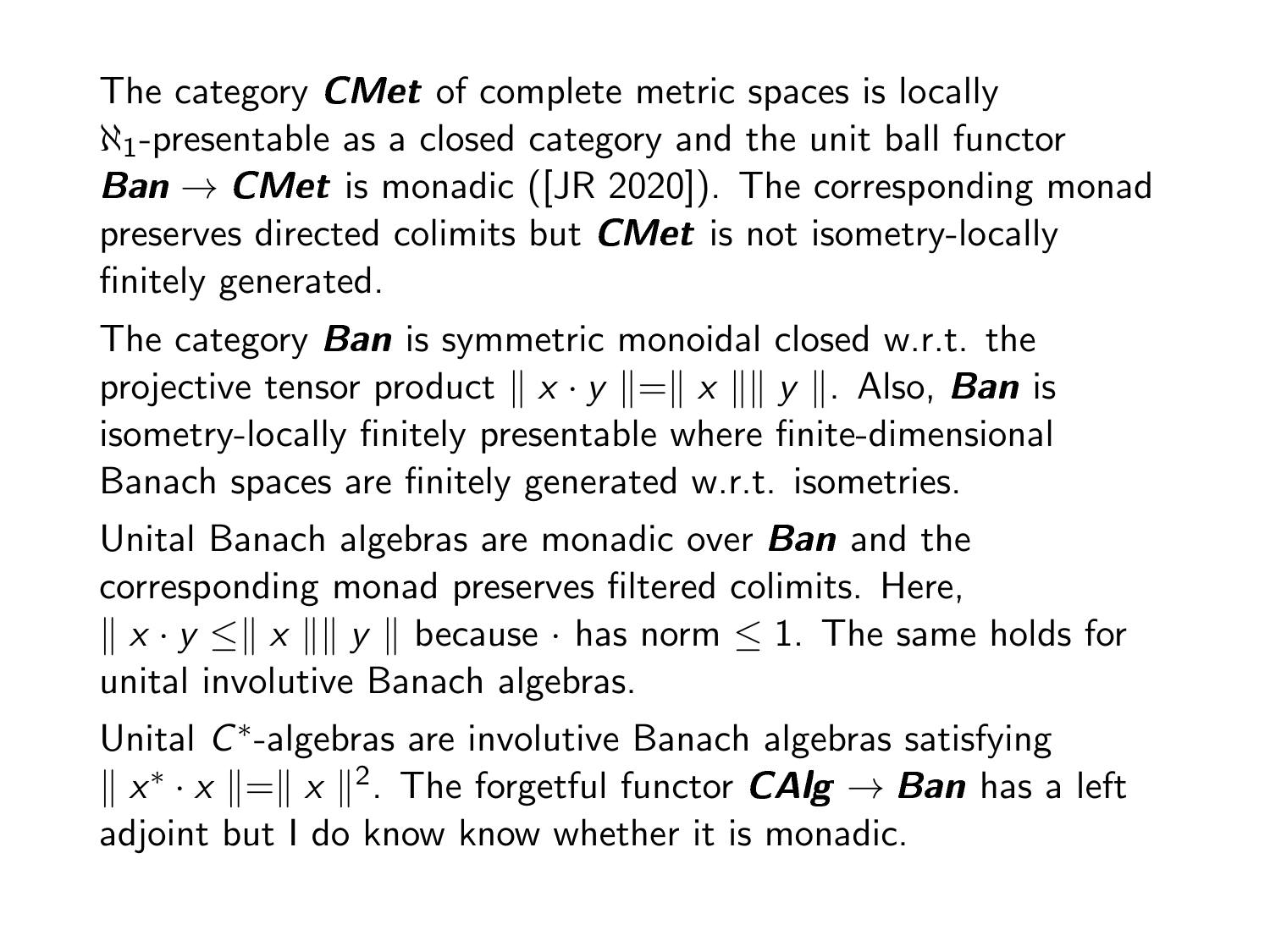The category ***CMet*** of complete metric spaces is locally $\aleph_1$-presentable as a closed category and the unit ball functor ***Ban*** $\to$ ***CMet*** is monadic ([JR 2020]). The corresponding monad preserves directed colimits but ***CMet*** is not isometry-locally finitely generated.

The category ***Ban*** is symmetric monoidal closed w.r.t. the projective tensor product $\| x \cdot y \| = \| x \| \| y \|$. Also, ***Ban*** is isometry-locally finitely presentable where finite-dimensional Banach spaces are finitely generated w.r.t. isometries.

Unital Banach algebras are monadic over ***Ban*** and the corresponding monad preserves filtered colimits. Here, $\| x \cdot y \leq \| x \| \| y \|$ because $\cdot$ has norm $\leq 1$. The same holds for unital involutive Banach algebras.

Unital $C^*$-algebras are involutive Banach algebras satisfying $\| x^* \cdot x \| = \| x \|^2$. The forgetful functor ***CAlg*** $\to$ ***Ban*** has a left adjoint but I do know know whether it is monadic.